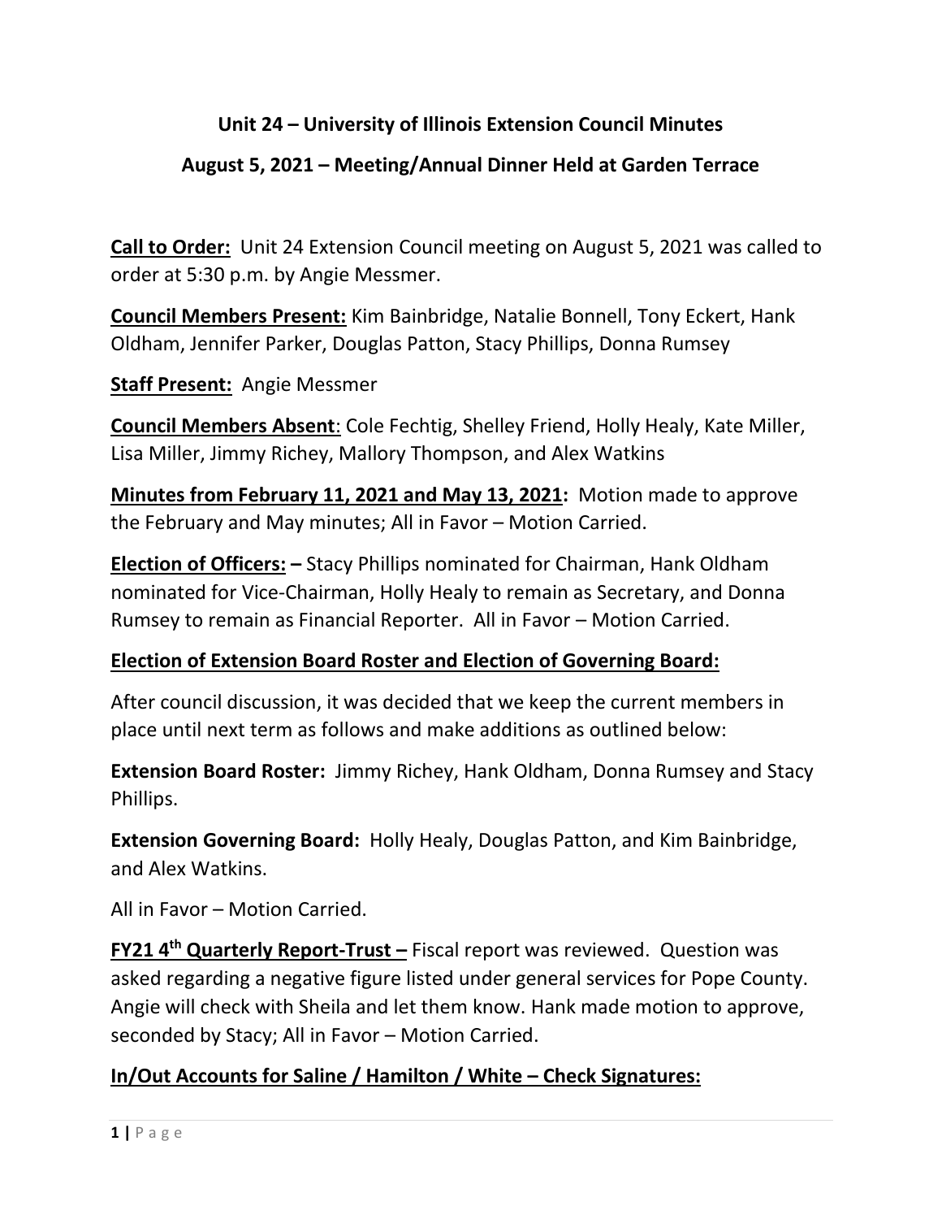# Unit 24 – University of Illinois Extension Council Minutes

## August 5, 2021 – Meeting/Annual Dinner Held at Garden Terrace

**Call to Order:** Unit 24 Extension Council meeting on August 5, 2021 was called to order at 5:30 p.m. by Angie Messmer.

**Council Members Present:** Kim Bainbridge, Natalie Bonnell, Tony Eckert, Hank Oldham, Jennifer Parker, Douglas Patton, Stacy Phillips, Donna Rumsey

**Staff Present:** Angie Messmer

**Council Members Absent**: Cole Fechtig, Shelley Friend, Holly Healy, Kate Miller, Lisa Miller, Jimmy Richey, Mallory Thompson, and Alex Watkins

**Minutes from February 11, 2021 and May 13, 2021:** Motion made to approve the February and May minutes; All in Favor – Motion Carried.

**Election of Officers: –** Stacy Phillips nominated for Chairman, Hank Oldham nominated for Vice-Chairman, Holly Healy to remain as Secretary, and Donna Rumsey to remain as Financial Reporter. All in Favor – Motion Carried.

**Election of Extension Board Roster and Election of Governing Board:**

After council discussion, it was decided that we keep the current members in place until next term as follows and make additions as outlined below:

**Extension Board Roster:** Jimmy Richey, Hank Oldham, Donna Rumsey and Stacy Phillips.

**Extension Governing Board:** Holly Healy, Douglas Patton, and Kim Bainbridge, and Alex Watkins.

All in Favor – Motion Carried.

**FY21 4th Quarterly Report-Trust –** Fiscal report was reviewed. Question was asked regarding a negative figure listed under general services for Pope County. Angie will check with Sheila and let them know. Hank made motion to approve, seconded by Stacy; All in Favor – Motion Carried.

**In/Out Accounts for Saline / Hamilton / White – Check Signatures:**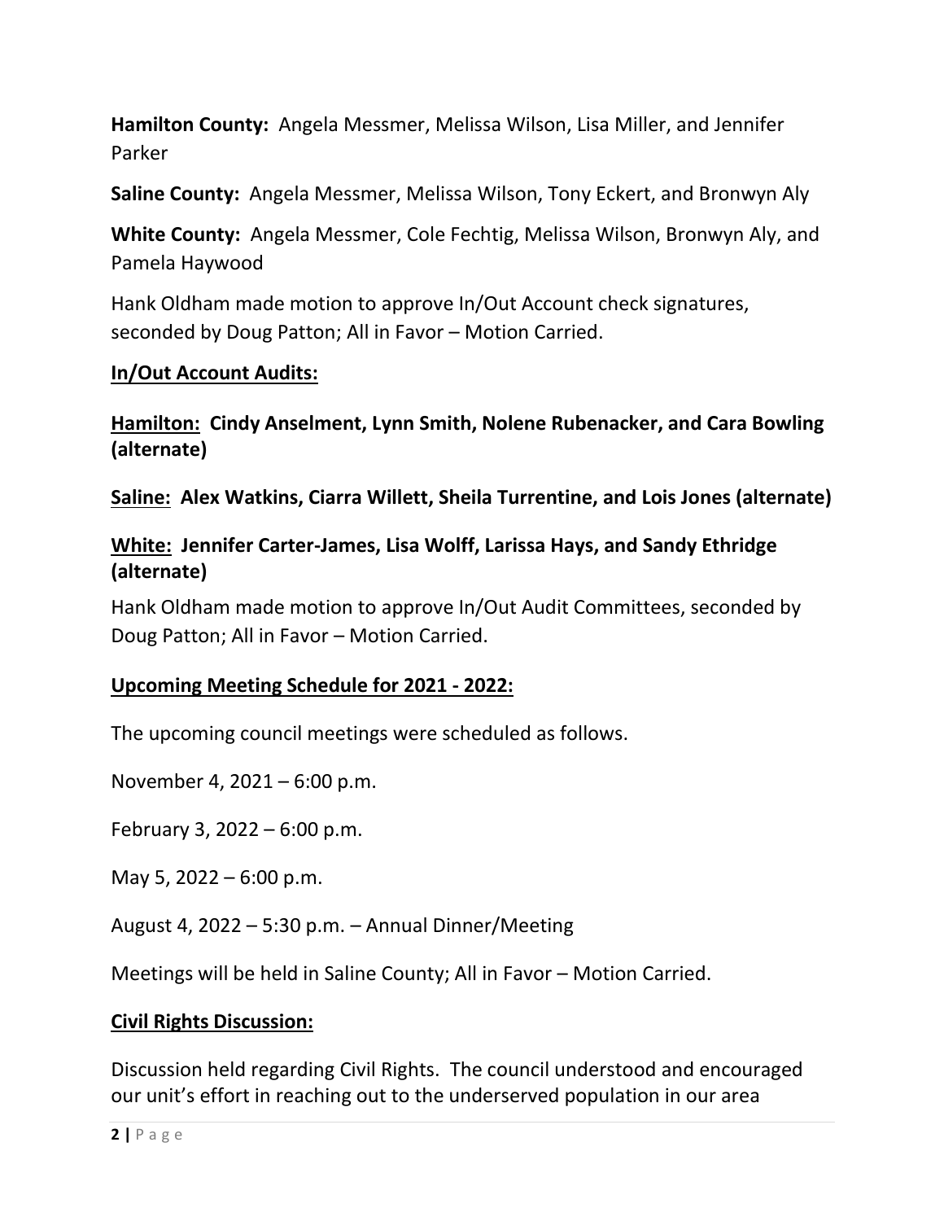**Hamilton County:** Angela Messmer, Melissa Wilson, Lisa Miller, and Jennifer Parker

**Saline County:** Angela Messmer, Melissa Wilson, Tony Eckert, and Bronwyn Aly

**White County:** Angela Messmer, Cole Fechtig, Melissa Wilson, Bronwyn Aly, and Pamela Haywood

Hank Oldham made motion to approve In/Out Account check signatures, seconded by Doug Patton; All in Favor – Motion Carried.

**In/Out Account Audits:**

**Hamilton: Cindy Anselment, Lynn Smith, Nolene Rubenacker, and Cara Bowling (alternate)**

**Saline: Alex Watkins, Ciarra Willett, Sheila Turrentine, and Lois Jones (alternate)**

**White: Jennifer Carter-James, Lisa Wolff, Larissa Hays, and Sandy Ethridge (alternate)**

Hank Oldham made motion to approve In/Out Audit Committees, seconded by Doug Patton; All in Favor – Motion Carried.

**Upcoming Meeting Schedule for 2021 - 2022:**

The upcoming council meetings were scheduled as follows.

November 4, 2021 – 6:00 p.m.

February 3, 2022 – 6:00 p.m.

May 5, 2022 – 6:00 p.m.

August 4, 2022 – 5:30 p.m. – Annual Dinner/Meeting

Meetings will be held in Saline County; All in Favor – Motion Carried.

**Civil Rights Discussion:**

Discussion held regarding Civil Rights. The council understood and encouraged our unit's effort in reaching out to the underserved population in our area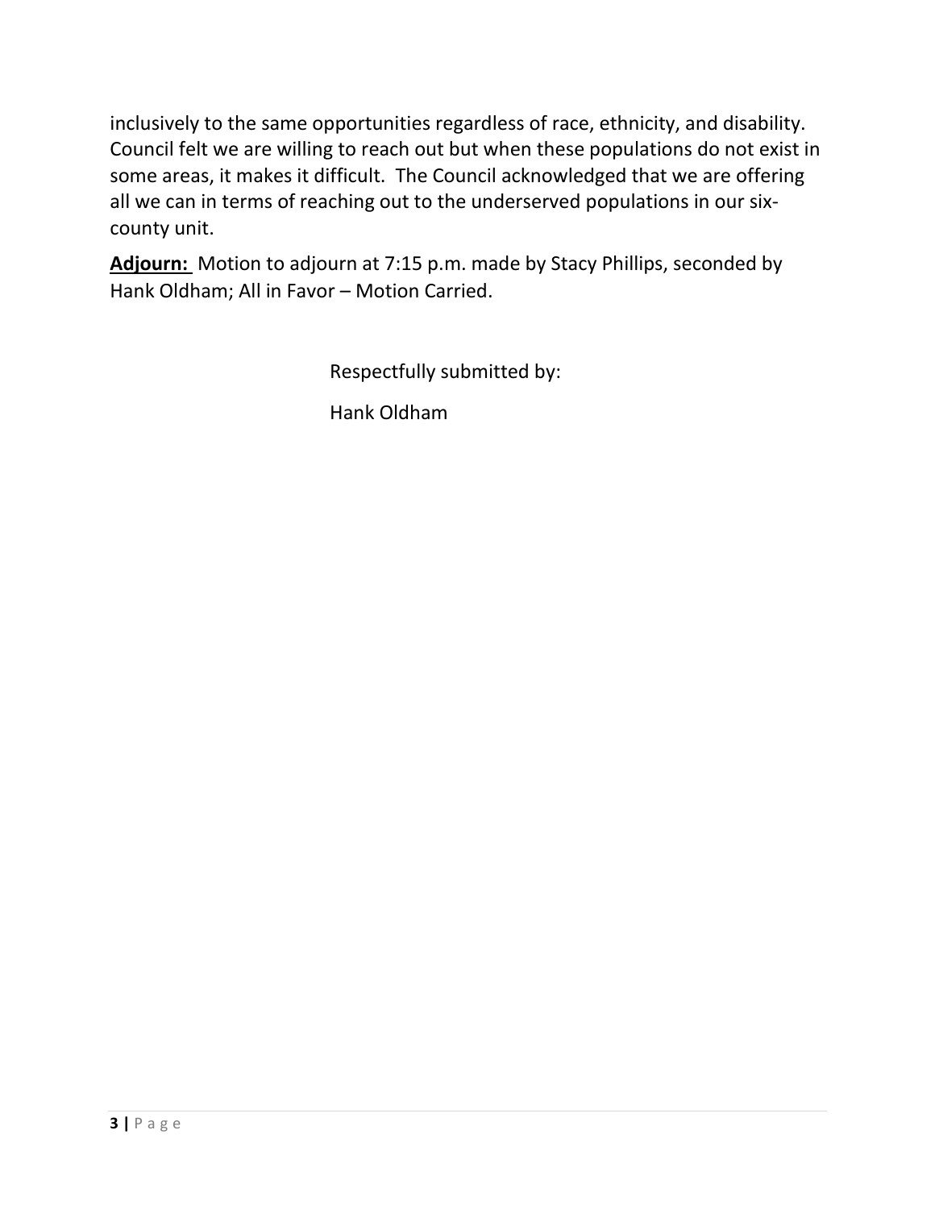inclusively to the same opportunities regardless of race, ethnicity, and disability. Council felt we are willing to reach out but when these populations do not exist in some areas, it makes it difficult. The Council acknowledged that we are offering all we can in terms of reaching out to the underserved populations in our six-county unit.

**Adjourn:** Motion to adjourn at 7:15 p.m. made by Stacy Phillips, seconded by Hank Oldham; All in Favor – Motion Carried.

Respectfully submitted by:

Hank Oldham